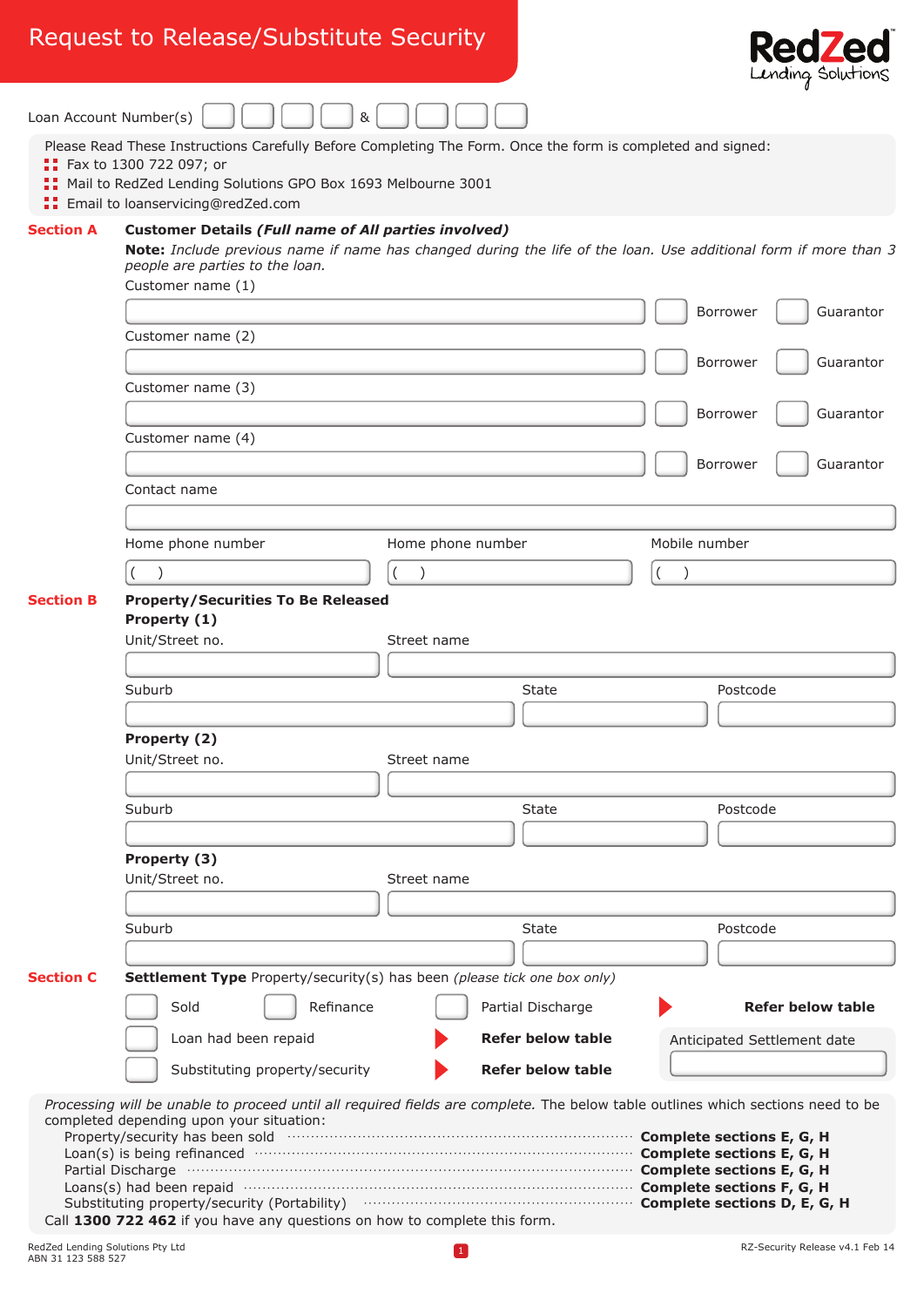# Request to Release/Substitute Security

RedZed Lending Solutions

Loan Account Number(s) ☐☐☐☐ & ☐☐☐☐

Please Read These Instructions Carefully Before Completing The Form. Once the form is completed and signed:

- Fax to 1300 722 097; or
- Mail to RedZed Lending Solutions GPO Box 1693 Melbourne 3001
- Email to loanservicing@redZed.com

## Section A

**Customer Details *(Full name of All parties involved)***

**Note:** *Include previous name if name has changed during the life of the loan. Use additional form if more than 3 people are parties to the loan.*

Customer name (1) ______________________ ☐ Borrower ☐ Guarantor

Customer name (2) ______________________ ☐ Borrower ☐ Guarantor

Customer name (3) ______________________ ☐ Borrower ☐ Guarantor

Customer name (4) ______________________ ☐ Borrower ☐ Guarantor

Contact name ______________________

| Home phone number | Home phone number | Mobile number |
|---|---|---|
| (  ) | (  ) | (  ) |

## Section B

**Property/Securities To Be Released**

**Property (1)**

| Unit/Street no. | Street name | |
|---|---|---|
| | | |
| **Suburb** | **State** | **Postcode** |
| | | |

**Property (2)**

| Unit/Street no. | Street name | |
|---|---|---|
| | | |
| **Suburb** | **State** | **Postcode** |
| | | |

**Property (3)**

| Unit/Street no. | Street name | |
|---|---|---|
| | | |
| **Suburb** | **State** | **Postcode** |
| | | |

## Section C

**Settlement Type** Property/security(s) has been *(please tick one box only)*

☐ Sold ☐ Refinance ☐ Partial Discharge ▶ **Refer below table**

☐ Loan had been repaid ▶ **Refer below table**

☐ Substituting property/security ▶ **Refer below table**

Anticipated Settlement date ______________

*Processing will be unable to proceed until all required fields are complete.* The below table outlines which sections need to be completed depending upon your situation:

| Situation | Sections |
|---|---|
| Property/security has been sold | **Complete sections E, G, H** |
| Loan(s) is being refinanced | **Complete sections E, G, H** |
| Partial Discharge | **Complete sections E, G, H** |
| Loans(s) had been repaid | **Complete sections F, G, H** |
| Substituting property/security (Portability) | **Complete sections D, E, G, H** |

Call **1300 722 462** if you have any questions on how to complete this form.

RedZed Lending Solutions Pty Ltd
ABN 31 123 588 527

RZ-Security Release v4.1 Feb 14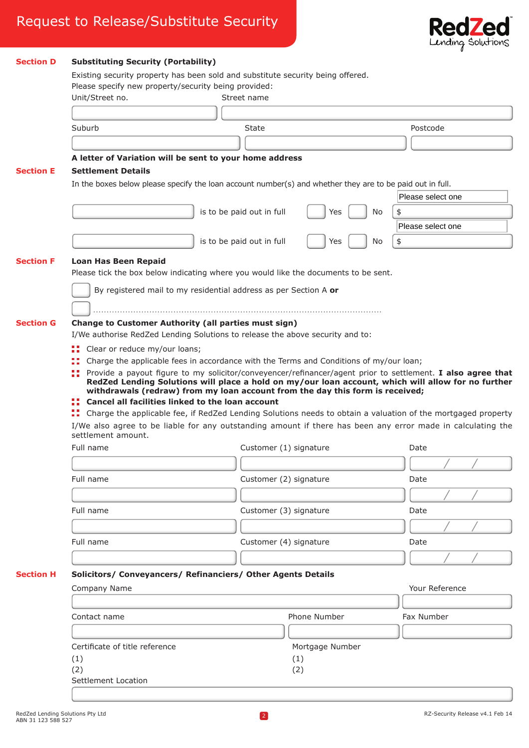# Request to Release/Substitute Security

RedZed Lending Solutions

## Section D — Substituting Security (Portability)

Existing security property has been sold and substitute security being offered.
Please specify new property/security being provided:

Unit/Street no. Street name

Suburb State Postcode

**A letter of Variation will be sent to your home address**

## Section E — Settlement Details

In the boxes below please specify the loan account number(s) and whether they are to be paid out in full.

| | | | |
|---|---|---|---|
| | is to be paid out in full | Yes No | Please select one $ |
| | is to be paid out in full | Yes No | Please select one $ |

## Section F — Loan Has Been Repaid

Please tick the box below indicating where you would like the documents to be sent.

☐ By registered mail to my residential address as per Section A **or**

☐ ...........................................................................................................

## Section G — Change to Customer Authority (all parties must sign)

I/We authorise RedZed Lending Solutions to release the above security and to:

- Clear or reduce my/our loans;
- Charge the applicable fees in accordance with the Terms and Conditions of my/our loan;
- Provide a payout figure to my solicitor/conveyencer/refinancer/agent prior to settlement. **I also agree that RedZed Lending Solutions will place a hold on my/our loan account, which will allow for no further withdrawals (redraw) from my loan account from the day this form is received;**
- **Cancel all facilities linked to the loan account**
- Charge the applicable fee, if RedZed Lending Solutions needs to obtain a valuation of the mortgaged property

I/We also agree to be liable for any outstanding amount if there has been any error made in calculating the settlement amount.

| Full name | Customer (1) signature | Date |
|---|---|---|
| | | / / |

| Full name | Customer (2) signature | Date |
|---|---|---|
| | | / / |

| Full name | Customer (3) signature | Date |
|---|---|---|
| | | / / |

| Full name | Customer (4) signature | Date |
|---|---|---|
| | | / / |

## Section H — Solicitors/ Conveyancers/ Refinanciers/ Other Agents Details

Company Name Your Reference

Contact name Phone Number Fax Number

| Certificate of title reference | Mortgage Number |
|---|---|
| (1) | (1) |
| (2) | (2) |

Settlement Location

RedZed Lending Solutions Pty Ltd
ABN 31 123 588 527

RZ-Security Release v4.1 Feb 14